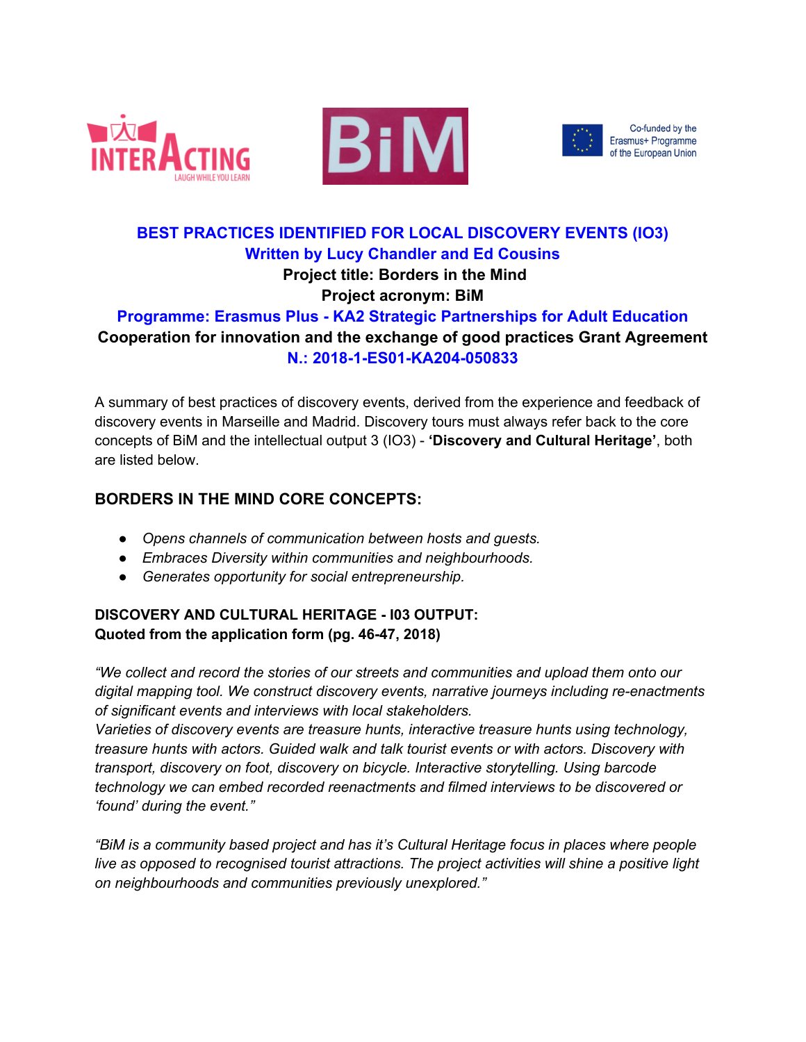**BEST PRACTICES IDENTIFIED FOR LOCAL DISCOVERY EVENTS (IO3)**
**Written by Lucy Chandler and Ed Cousins**
**Project title: Borders in the Mind**
**Project acronym: BiM**
**Programme: Erasmus Plus - KA2 Strategic Partnerships for Adult Education**
**Cooperation for innovation and the exchange of good practices Grant Agreement**
**N.: 2018-1-ES01-KA204-050833**

A summary of best practices of discovery events, derived from the experience and feedback of discovery events in Marseille and Madrid. Discovery tours must always refer back to the core concepts of BiM and the intellectual output 3 (IO3) - **'Discovery and Cultural Heritage'**, both are listed below.

## BORDERS IN THE MIND CORE CONCEPTS:

- *Opens channels of communication between hosts and guests.*
- *Embraces Diversity within communities and neighbourhoods.*
- *Generates opportunity for social entrepreneurship.*

### DISCOVERY AND CULTURAL HERITAGE - I03 OUTPUT:
### Quoted from the application form (pg. 46-47, 2018)

*"We collect and record the stories of our streets and communities and upload them onto our digital mapping tool. We construct discovery events, narrative journeys including re-enactments of significant events and interviews with local stakeholders.*
*Varieties of discovery events are treasure hunts, interactive treasure hunts using technology, treasure hunts with actors. Guided walk and talk tourist events or with actors. Discovery with transport, discovery on foot, discovery on bicycle. Interactive storytelling. Using barcode technology we can embed recorded reenactments and filmed interviews to be discovered or 'found' during the event."*

*"BiM is a community based project and has it's Cultural Heritage focus in places where people live as opposed to recognised tourist attractions. The project activities will shine a positive light on neighbourhoods and communities previously unexplored."*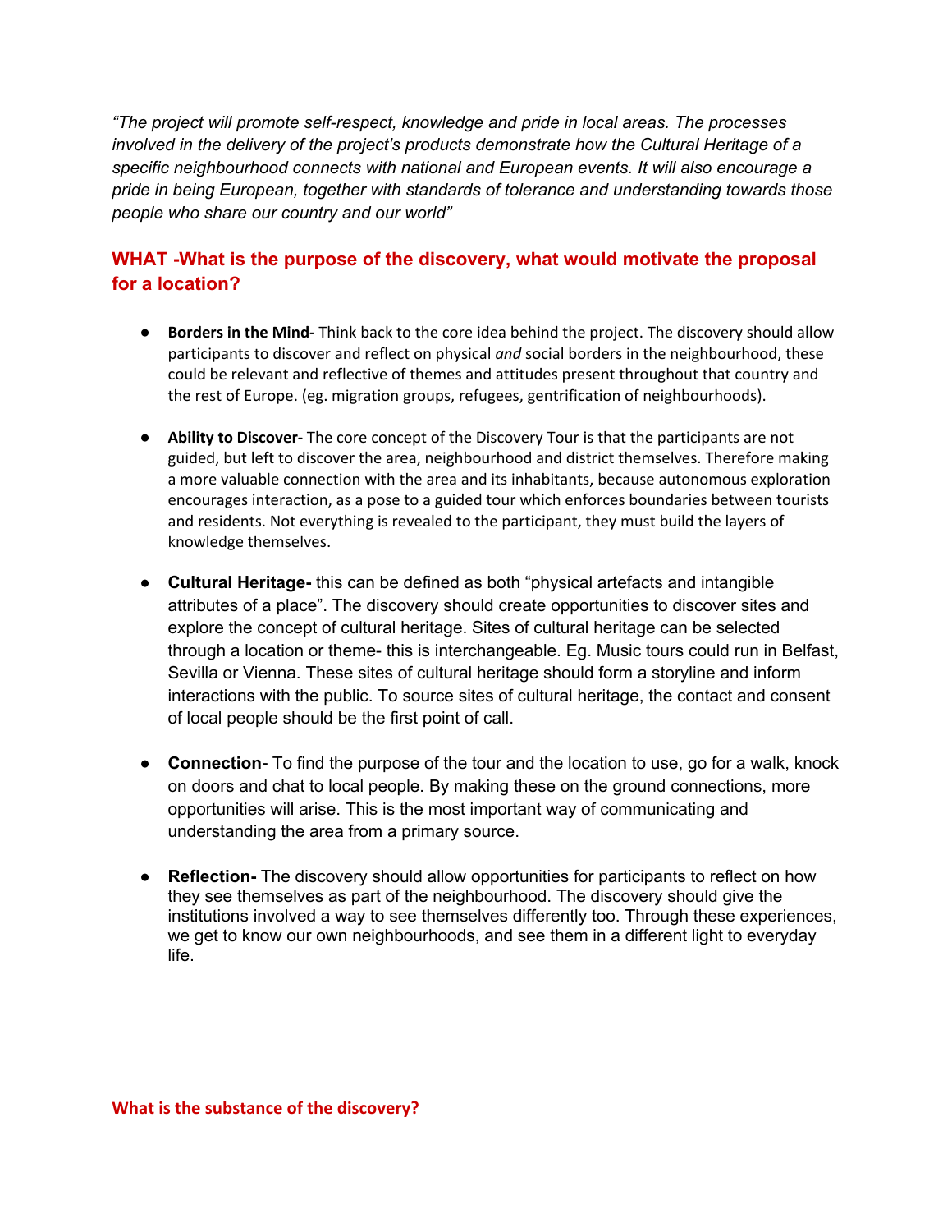*"The project will promote self-respect, knowledge and pride in local areas. The processes involved in the delivery of the project's products demonstrate how the Cultural Heritage of a specific neighbourhood connects with national and European events. It will also encourage a pride in being European, together with standards of tolerance and understanding towards those people who share our country and our world"*

## WHAT -What is the purpose of the discovery, what would motivate the proposal for a location?

- **Borders in the Mind-** Think back to the core idea behind the project. The discovery should allow participants to discover and reflect on physical *and* social borders in the neighbourhood, these could be relevant and reflective of themes and attitudes present throughout that country and the rest of Europe. (eg. migration groups, refugees, gentrification of neighbourhoods).

- **Ability to Discover-** The core concept of the Discovery Tour is that the participants are not guided, but left to discover the area, neighbourhood and district themselves. Therefore making a more valuable connection with the area and its inhabitants, because autonomous exploration encourages interaction, as a pose to a guided tour which enforces boundaries between tourists and residents. Not everything is revealed to the participant, they must build the layers of knowledge themselves.

- **Cultural Heritage-** this can be defined as both "physical artefacts and intangible attributes of a place". The discovery should create opportunities to discover sites and explore the concept of cultural heritage. Sites of cultural heritage can be selected through a location or theme- this is interchangeable. Eg. Music tours could run in Belfast, Sevilla or Vienna. These sites of cultural heritage should form a storyline and inform interactions with the public. To source sites of cultural heritage, the contact and consent of local people should be the first point of call.

- **Connection-** To find the purpose of the tour and the location to use, go for a walk, knock on doors and chat to local people. By making these on the ground connections, more opportunities will arise. This is the most important way of communicating and understanding the area from a primary source.

- **Reflection-** The discovery should allow opportunities for participants to reflect on how they see themselves as part of the neighbourhood. The discovery should give the institutions involved a way to see themselves differently too. Through these experiences, we get to know our own neighbourhoods, and see them in a different light to everyday life.

### What is the substance of the discovery?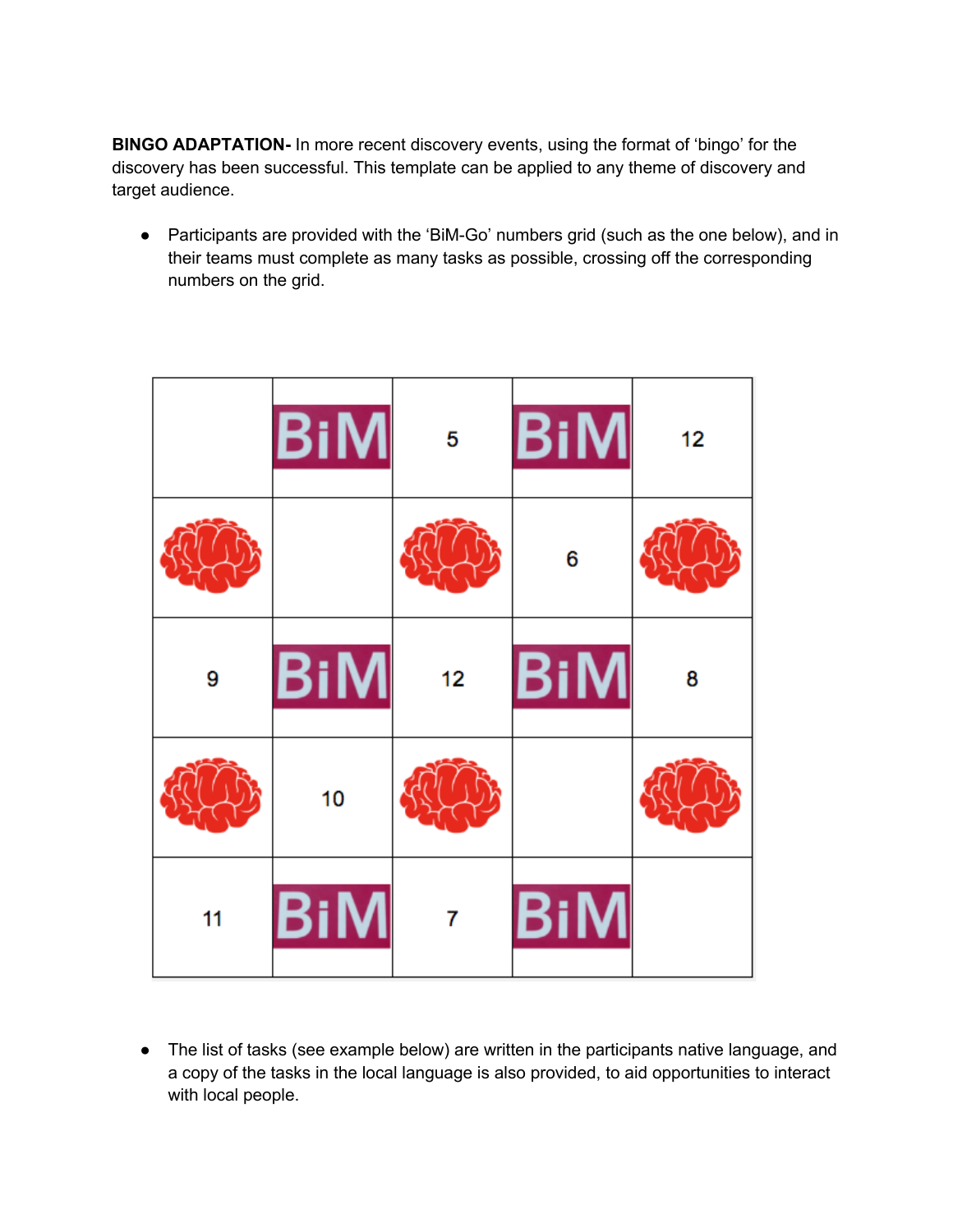**BINGO ADAPTATION-** In more recent discovery events, using the format of 'bingo' for the discovery has been successful. This template can be applied to any theme of discovery and target audience.

- Participants are provided with the 'BiM-Go' numbers grid (such as the one below), and in their teams must complete as many tasks as possible, crossing off the corresponding numbers on the grid.

| | | | | |
|---|---|---|---|---|
| | BiM | 5 | BiM | 12 |
| | | | 6 | |
| 9 | BiM | 12 | BiM | 8 |
| | 10 | | | |
| 11 | BiM | 7 | BiM | |

- The list of tasks (see example below) are written in the participants native language, and a copy of the tasks in the local language is also provided, to aid opportunities to interact with local people.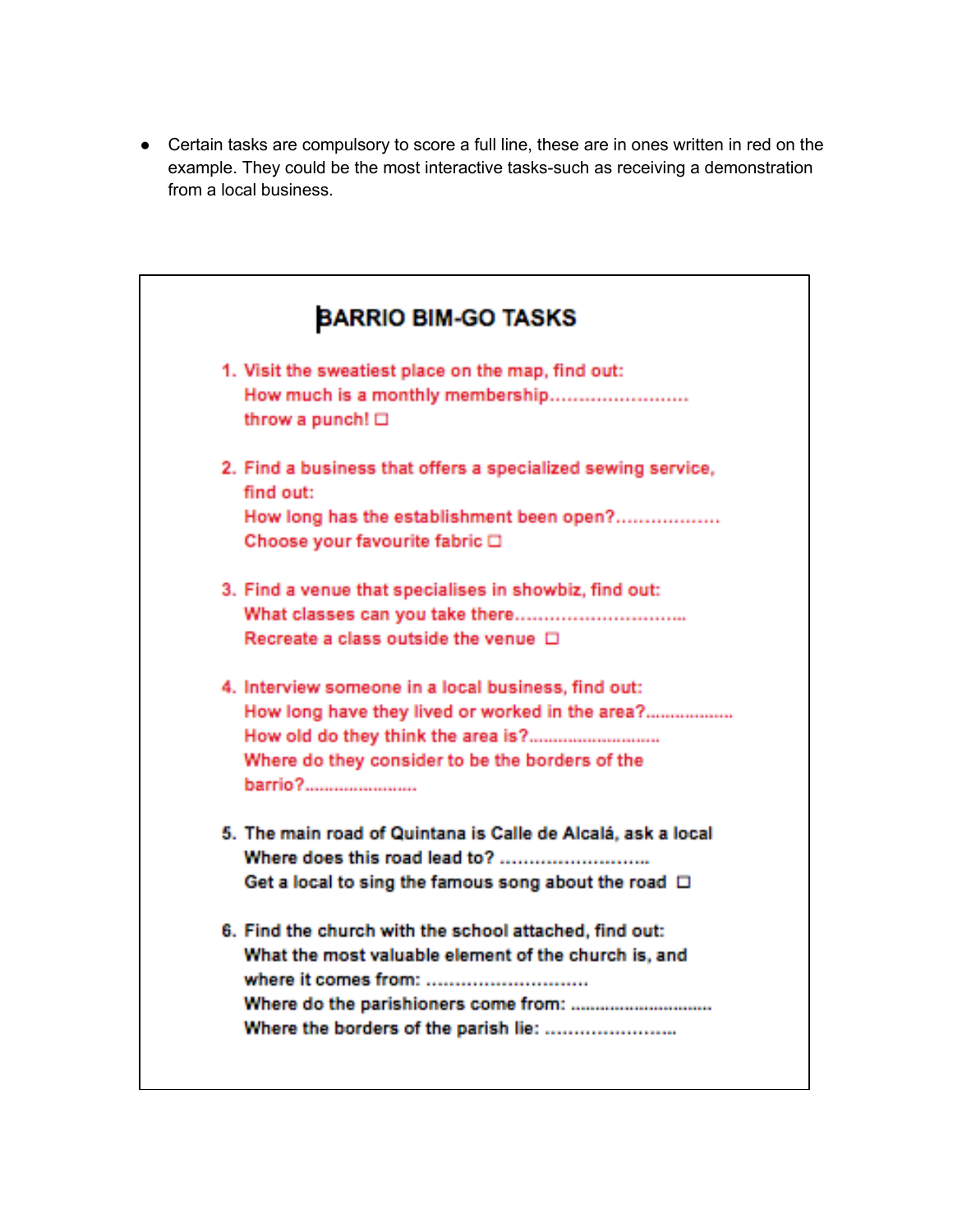- Certain tasks are compulsory to score a full line, these are in ones written in red on the example. They could be the most interactive tasks-such as receiving a demonstration from a local business.

## BARRIO BIM-GO TASKS

1. Visit the sweatiest place on the map, find out:
   How much is a monthly membership........................
   throw a punch! ☐

2. Find a business that offers a specialized sewing service, find out:
   How long has the establishment been open?..................
   Choose your favourite fabric ☐

3. Find a venue that specialises in showbiz, find out:
   What classes can you take there..............................
   Recreate a class outside the venue ☐

4. Interview someone in a local business, find out:
   How long have they lived or worked in the area?..................
   How old do they think the area is?...........................
   Where do they consider to be the borders of the barrio?......................

5. The main road of Quintana is Calle de Alcalá, ask a local
   Where does this road lead to? ...........................
   Get a local to sing the famous song about the road ☐

6. Find the church with the school attached, find out:
   What the most valuable element of the church is, and where it comes from: ..............................
   Where do the parishioners come from: .............................
   Where the borders of the parish lie: ........................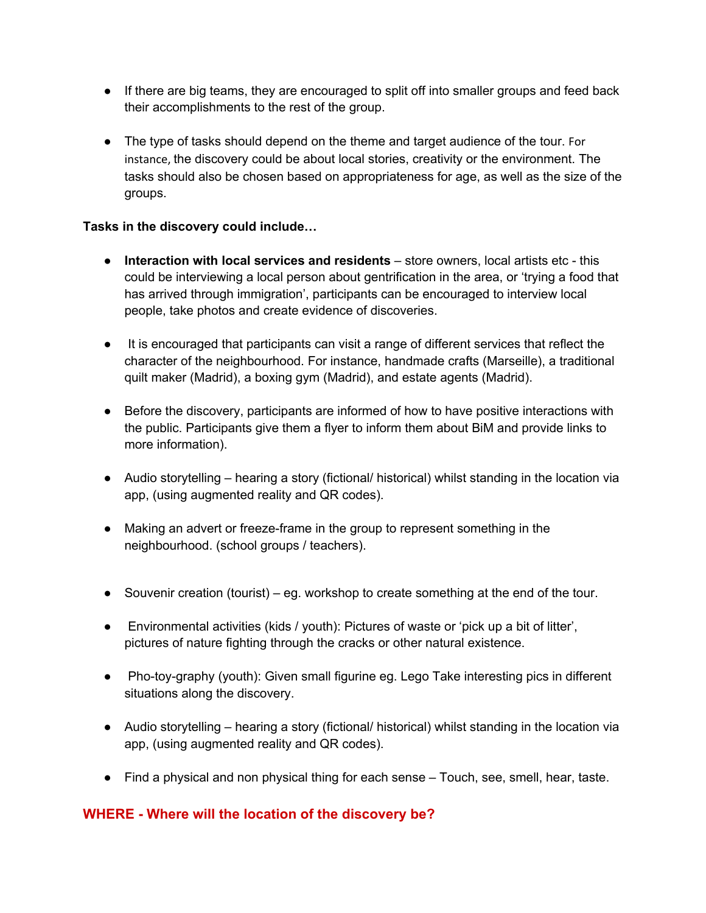- If there are big teams, they are encouraged to split off into smaller groups and feed back their accomplishments to the rest of the group.

- The type of tasks should depend on the theme and target audience of the tour. For instance, the discovery could be about local stories, creativity or the environment. The tasks should also be chosen based on appropriateness for age, as well as the size of the groups.

**Tasks in the discovery could include…**

- **Interaction with local services and residents** – store owners, local artists etc - this could be interviewing a local person about gentrification in the area, or 'trying a food that has arrived through immigration', participants can be encouraged to interview local people, take photos and create evidence of discoveries.

- It is encouraged that participants can visit a range of different services that reflect the character of the neighbourhood. For instance, handmade crafts (Marseille), a traditional quilt maker (Madrid), a boxing gym (Madrid), and estate agents (Madrid).

- Before the discovery, participants are informed of how to have positive interactions with the public. Participants give them a flyer to inform them about BiM and provide links to more information).

- Audio storytelling – hearing a story (fictional/ historical) whilst standing in the location via app, (using augmented reality and QR codes).

- Making an advert or freeze-frame in the group to represent something in the neighbourhood. (school groups / teachers).

- Souvenir creation (tourist) – eg. workshop to create something at the end of the tour.

- Environmental activities (kids / youth): Pictures of waste or 'pick up a bit of litter', pictures of nature fighting through the cracks or other natural existence.

- Pho-toy-graphy (youth): Given small figurine eg. Lego Take interesting pics in different situations along the discovery.

- Audio storytelling – hearing a story (fictional/ historical) whilst standing in the location via app, (using augmented reality and QR codes).

- Find a physical and non physical thing for each sense – Touch, see, smell, hear, taste.

## WHERE - Where will the location of the discovery be?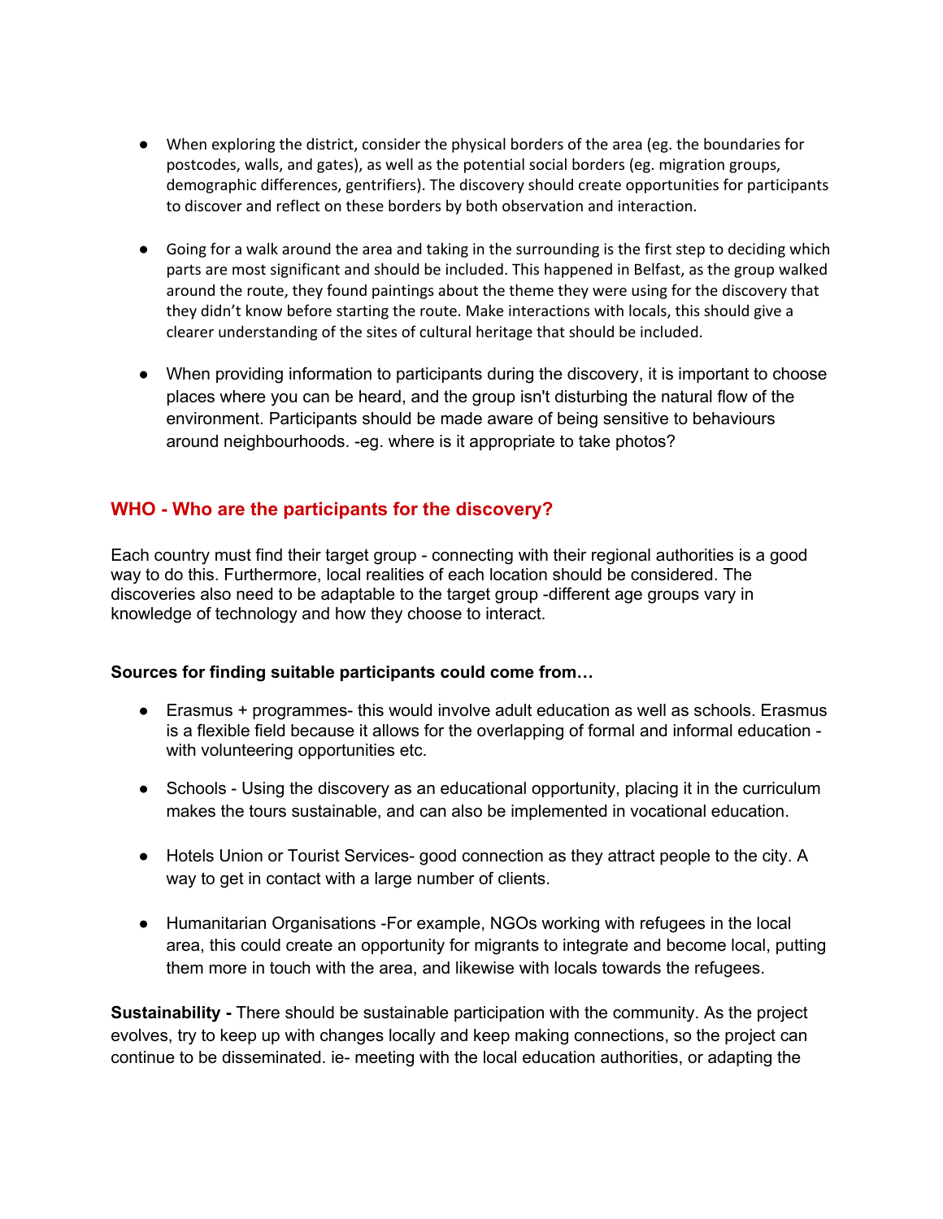- When exploring the district, consider the physical borders of the area (eg. the boundaries for postcodes, walls, and gates), as well as the potential social borders (eg. migration groups, demographic differences, gentrifiers). The discovery should create opportunities for participants to discover and reflect on these borders by both observation and interaction.

- Going for a walk around the area and taking in the surrounding is the first step to deciding which parts are most significant and should be included. This happened in Belfast, as the group walked around the route, they found paintings about the theme they were using for the discovery that they didn't know before starting the route. Make interactions with locals, this should give a clearer understanding of the sites of cultural heritage that should be included.

- When providing information to participants during the discovery, it is important to choose places where you can be heard, and the group isn't disturbing the natural flow of the environment. Participants should be made aware of being sensitive to behaviours around neighbourhoods. -eg. where is it appropriate to take photos?

## WHO - Who are the participants for the discovery?

Each country must find their target group - connecting with their regional authorities is a good way to do this. Furthermore, local realities of each location should be considered. The discoveries also need to be adaptable to the target group -different age groups vary in knowledge of technology and how they choose to interact.

**Sources for finding suitable participants could come from…**

- Erasmus + programmes- this would involve adult education as well as schools. Erasmus is a flexible field because it allows for the overlapping of formal and informal education - with volunteering opportunities etc.

- Schools - Using the discovery as an educational opportunity, placing it in the curriculum makes the tours sustainable, and can also be implemented in vocational education.

- Hotels Union or Tourist Services- good connection as they attract people to the city. A way to get in contact with a large number of clients.

- Humanitarian Organisations -For example, NGOs working with refugees in the local area, this could create an opportunity for migrants to integrate and become local, putting them more in touch with the area, and likewise with locals towards the refugees.

**Sustainability -** There should be sustainable participation with the community. As the project evolves, try to keep up with changes locally and keep making connections, so the project can continue to be disseminated. ie- meeting with the local education authorities, or adapting the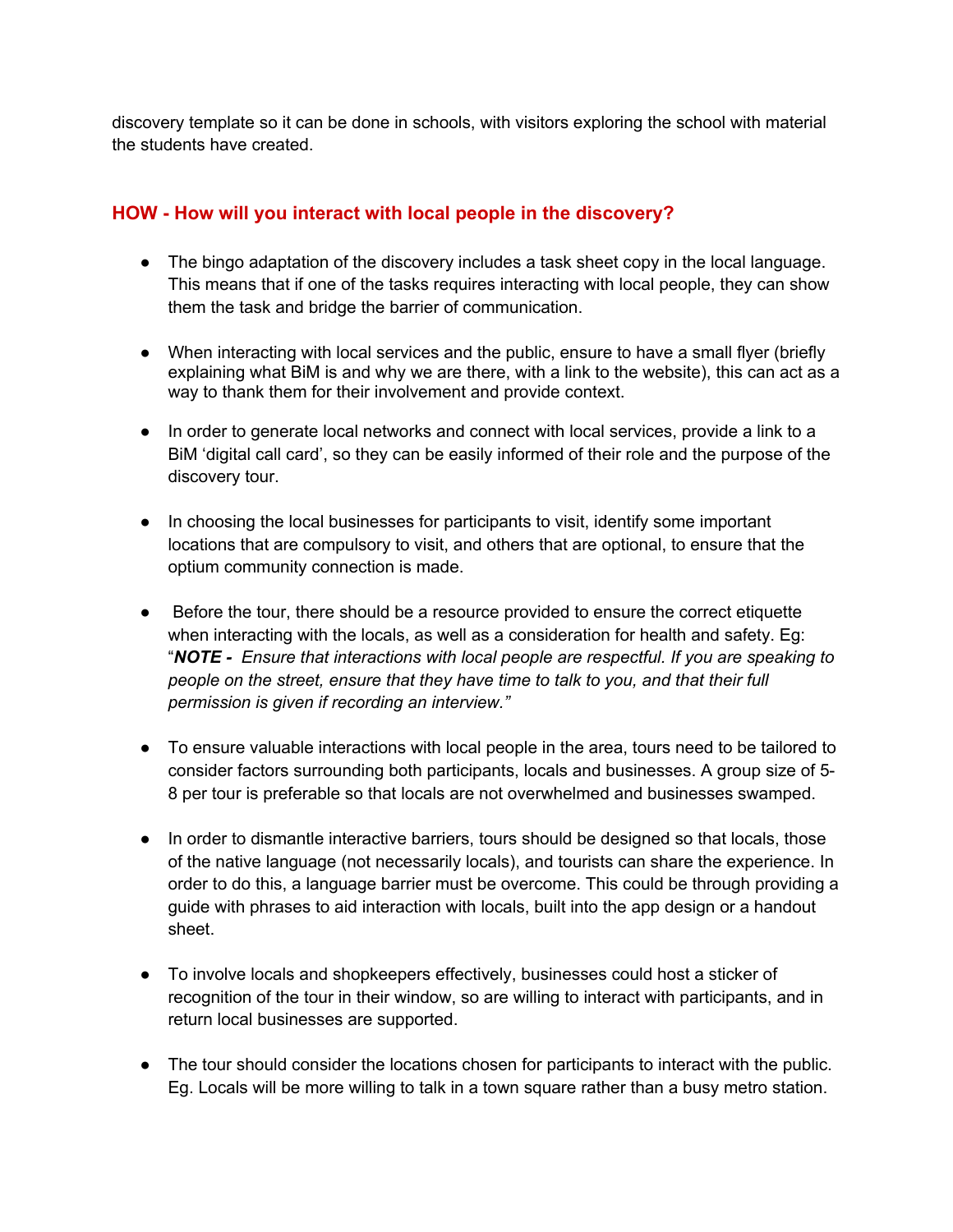discovery template so it can be done in schools, with visitors exploring the school with material the students have created.

## HOW - How will you interact with local people in the discovery?

- The bingo adaptation of the discovery includes a task sheet copy in the local language. This means that if one of the tasks requires interacting with local people, they can show them the task and bridge the barrier of communication.
- When interacting with local services and the public, ensure to have a small flyer (briefly explaining what BiM is and why we are there, with a link to the website), this can act as a way to thank them for their involvement and provide context.
- In order to generate local networks and connect with local services, provide a link to a BiM 'digital call card', so they can be easily informed of their role and the purpose of the discovery tour.
- In choosing the local businesses for participants to visit, identify some important locations that are compulsory to visit, and others that are optional, to ensure that the optium community connection is made.
- Before the tour, there should be a resource provided to ensure the correct etiquette when interacting with the locals, as well as a consideration for health and safety. Eg: "***NOTE -*** *Ensure that interactions with local people are respectful. If you are speaking to people on the street, ensure that they have time to talk to you, and that their full permission is given if recording an interview."*
- To ensure valuable interactions with local people in the area, tours need to be tailored to consider factors surrounding both participants, locals and businesses. A group size of 5-8 per tour is preferable so that locals are not overwhelmed and businesses swamped.
- In order to dismantle interactive barriers, tours should be designed so that locals, those of the native language (not necessarily locals), and tourists can share the experience. In order to do this, a language barrier must be overcome. This could be through providing a guide with phrases to aid interaction with locals, built into the app design or a handout sheet.
- To involve locals and shopkeepers effectively, businesses could host a sticker of recognition of the tour in their window, so are willing to interact with participants, and in return local businesses are supported.
- The tour should consider the locations chosen for participants to interact with the public. Eg. Locals will be more willing to talk in a town square rather than a busy metro station.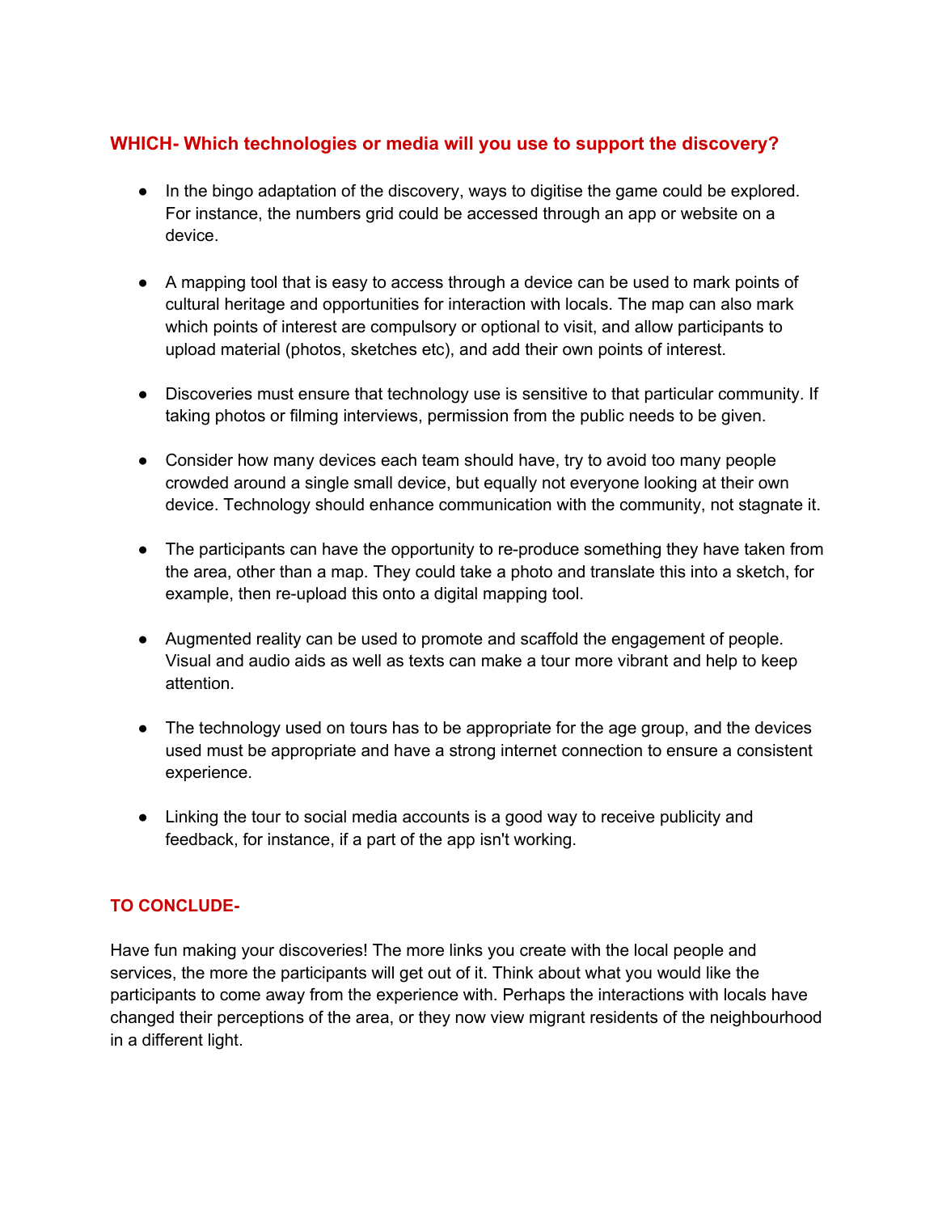## WHICH- Which technologies or media will you use to support the discovery?

- In the bingo adaptation of the discovery, ways to digitise the game could be explored. For instance, the numbers grid could be accessed through an app or website on a device.

- A mapping tool that is easy to access through a device can be used to mark points of cultural heritage and opportunities for interaction with locals. The map can also mark which points of interest are compulsory or optional to visit, and allow participants to upload material (photos, sketches etc), and add their own points of interest.

- Discoveries must ensure that technology use is sensitive to that particular community. If taking photos or filming interviews, permission from the public needs to be given.

- Consider how many devices each team should have, try to avoid too many people crowded around a single small device, but equally not everyone looking at their own device. Technology should enhance communication with the community, not stagnate it.

- The participants can have the opportunity to re-produce something they have taken from the area, other than a map. They could take a photo and translate this into a sketch, for example, then re-upload this onto a digital mapping tool.

- Augmented reality can be used to promote and scaffold the engagement of people. Visual and audio aids as well as texts can make a tour more vibrant and help to keep attention.

- The technology used on tours has to be appropriate for the age group, and the devices used must be appropriate and have a strong internet connection to ensure a consistent experience.

- Linking the tour to social media accounts is a good way to receive publicity and feedback, for instance, if a part of the app isn't working.

## TO CONCLUDE-

Have fun making your discoveries! The more links you create with the local people and services, the more the participants will get out of it. Think about what you would like the participants to come away from the experience with. Perhaps the interactions with locals have changed their perceptions of the area, or they now view migrant residents of the neighbourhood in a different light.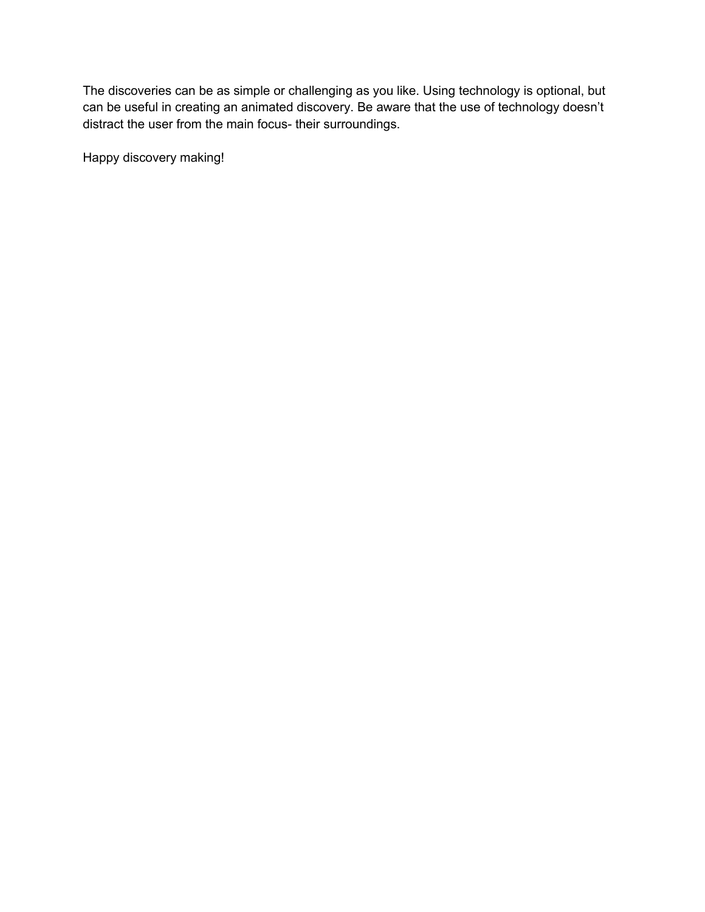The discoveries can be as simple or challenging as you like. Using technology is optional, but can be useful in creating an animated discovery. Be aware that the use of technology doesn't distract the user from the main focus- their surroundings.

Happy discovery making!